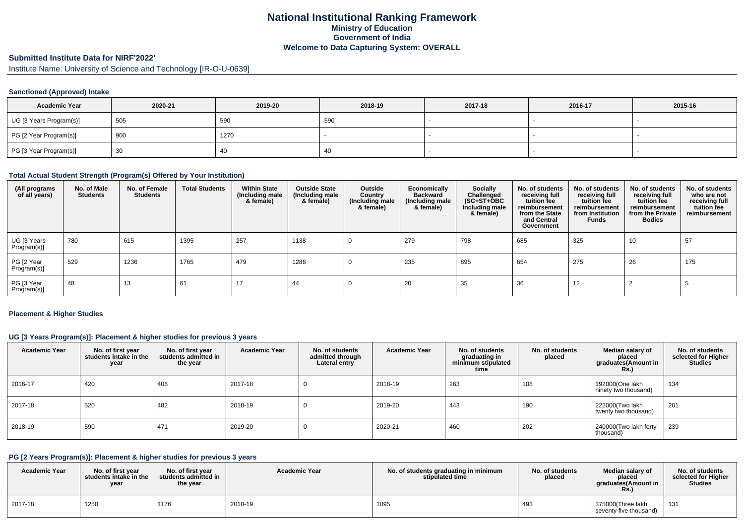# National Institutional Ranking Framework
## Ministry of Education
## Government of India
## Welcome to Data Capturing System: OVERALL

**Submitted Institute Data for NIRF'2022'**

Institute Name: University of Science and Technology [IR-O-U-0639]

### Sanctioned (Approved) Intake

| Academic Year | 2020-21 | 2019-20 | 2018-19 | 2017-18 | 2016-17 | 2015-16 |
|---|---|---|---|---|---|---|
| UG [3 Years Program(s)] | 505 | 590 | 590 | - | - | - |
| PG [2 Year Program(s)] | 900 | 1270 | - | - | - | - |
| PG [3 Year Program(s)] | 30 | 40 | 40 | - | - | - |

### Total Actual Student Strength (Program(s) Offered by Your Institution)

| (All programs of all years) | No. of Male Students | No. of Female Students | Total Students | Within State (Including male & female) | Outside State (Including male & female) | Outside Country (Including male & female) | Economically Backward (Including male & female) | Socially Challenged (SC+ST+OBC Including male & female) | No. of students receiving full tuition fee reimbursement from the State and Central Government | No. of students receiving full tuition fee reimbursement from Institution Funds | No. of students receiving full tuition fee reimbursement from the Private Bodies | No. of students who are not receiving full tuition fee reimbursement |
|---|---|---|---|---|---|---|---|---|---|---|---|---|
| UG [3 Years Program(s)] | 780 | 615 | 1395 | 257 | 1138 | 0 | 279 | 798 | 685 | 325 | 10 | 57 |
| PG [2 Year Program(s)] | 529 | 1236 | 1765 | 479 | 1286 | 0 | 235 | 895 | 654 | 275 | 26 | 175 |
| PG [3 Year Program(s)] | 48 | 13 | 61 | 17 | 44 | 0 | 20 | 35 | 36 | 12 | 2 | 5 |

### Placement & Higher Studies

#### UG [3 Years Program(s)]: Placement & higher studies for previous 3 years

| Academic Year | No. of first year students intake in the year | No. of first year students admitted in the year | Academic Year | No. of students admitted through Lateral entry | Academic Year | No. of students graduating in minimum stipulated time | No. of students placed | Median salary of placed graduates(Amount in Rs.) | No. of students selected for Higher Studies |
|---|---|---|---|---|---|---|---|---|---|
| 2016-17 | 420 | 408 | 2017-18 | 0 | 2018-19 | 263 | 108 | 192000(One lakh ninety two thousand) | 134 |
| 2017-18 | 520 | 482 | 2018-19 | 0 | 2019-20 | 443 | 190 | 222000(Two lakh twenty two thousand) | 201 |
| 2018-19 | 590 | 471 | 2019-20 | 0 | 2020-21 | 460 | 202 | 240000(Two lakh forty thousand) | 239 |

#### PG [2 Years Program(s)]: Placement & higher studies for previous 3 years

| Academic Year | No. of first year students intake in the year | No. of first year students admitted in the year | Academic Year | No. of students graduating in minimum stipulated time | No. of students placed | Median salary of placed graduates(Amount in Rs.) | No. of students selected for Higher Studies |
|---|---|---|---|---|---|---|---|
| 2017-18 | 1250 | 1176 | 2018-19 | 1095 | 493 | 375000(Three lakh seventy five thousand) | 131 |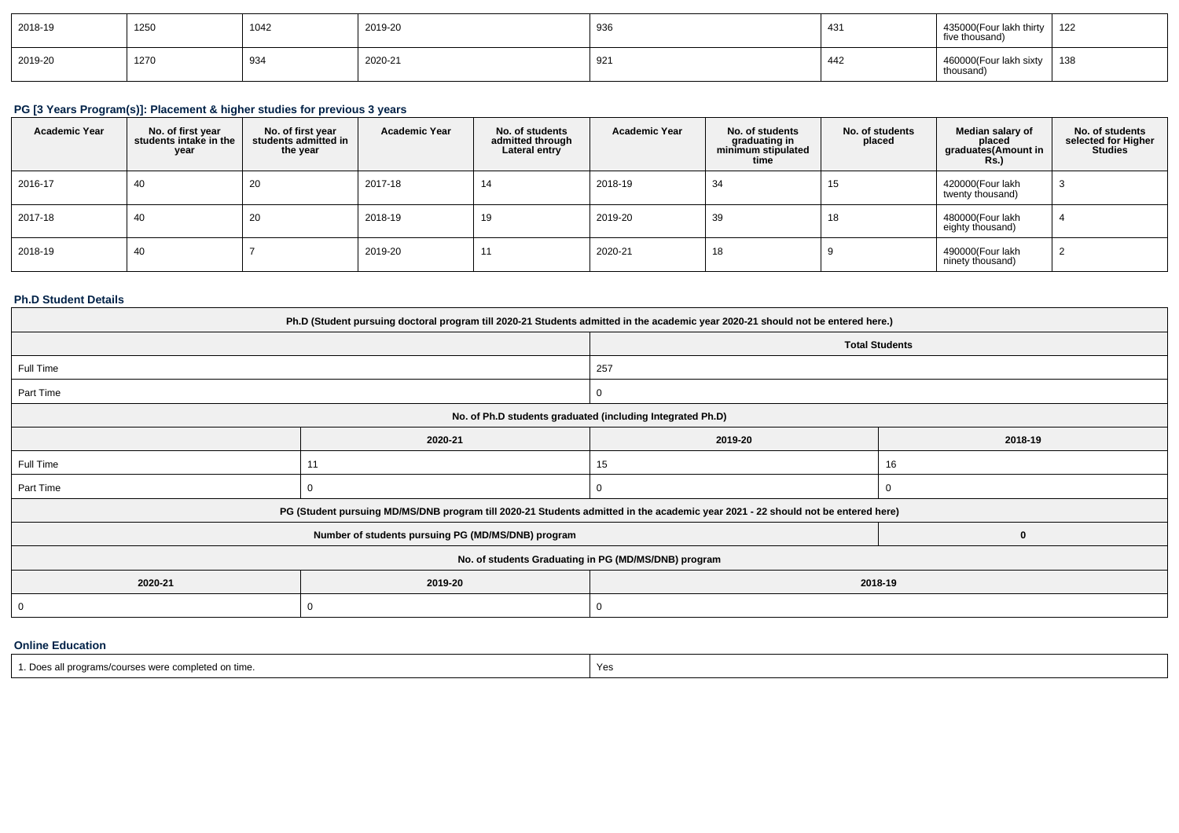| 2018-19 | 1250 | 1042 | 2019-20 | 936 | 431 | 435000(Four lakh thirty five thousand) | 122 |
|---|---|---|---|---|---|---|---|
| 2019-20 | 1270 | 934 | 2020-21 | 921 | 442 | 460000(Four lakh sixty thousand) | 138 |

### PG [3 Years Program(s)]: Placement & higher studies for previous 3 years

| Academic Year | No. of first year students intake in the year | No. of first year students admitted in the year | Academic Year | No. of students admitted through Lateral entry | Academic Year | No. of students graduating in minimum stipulated time | No. of students placed | Median salary of placed graduates(Amount in Rs.) | No. of students selected for Higher Studies |
|---|---|---|---|---|---|---|---|---|---|
| 2016-17 | 40 | 20 | 2017-18 | 14 | 2018-19 | 34 | 15 | 420000(Four lakh twenty thousand) | 3 |
| 2017-18 | 40 | 20 | 2018-19 | 19 | 2019-20 | 39 | 18 | 480000(Four lakh eighty thousand) | 4 |
| 2018-19 | 40 | 7 | 2019-20 | 11 | 2020-21 | 18 | 9 | 490000(Four lakh ninety thousand) | 2 |

### Ph.D Student Details

| Ph.D (Student pursuing doctoral program till 2020-21 Students admitted in the academic year 2020-21 should not be entered here.) | | | |
|---|---|---|---|
| | | Total Students | |
| Full Time | | 257 | |
| Part Time | | 0 | |
| No. of Ph.D students graduated (including Integrated Ph.D) | | | |
| | 2020-21 | 2019-20 | 2018-19 |
| Full Time | 11 | 15 | 16 |
| Part Time | 0 | 0 | 0 |
| PG (Student pursuing MD/MS/DNB program till 2020-21 Students admitted in the academic year 2021 - 22 should not be entered here) | | | |
| Number of students pursuing PG (MD/MS/DNB) program | | | 0 |
| No. of students Graduating in PG (MD/MS/DNB) program | | | |
| 2020-21 | 2019-20 | 2018-19 | |
| 0 | 0 | 0 | |

### Online Education

| 1. Does all programs/courses were completed on time. | Yes |
|---|---|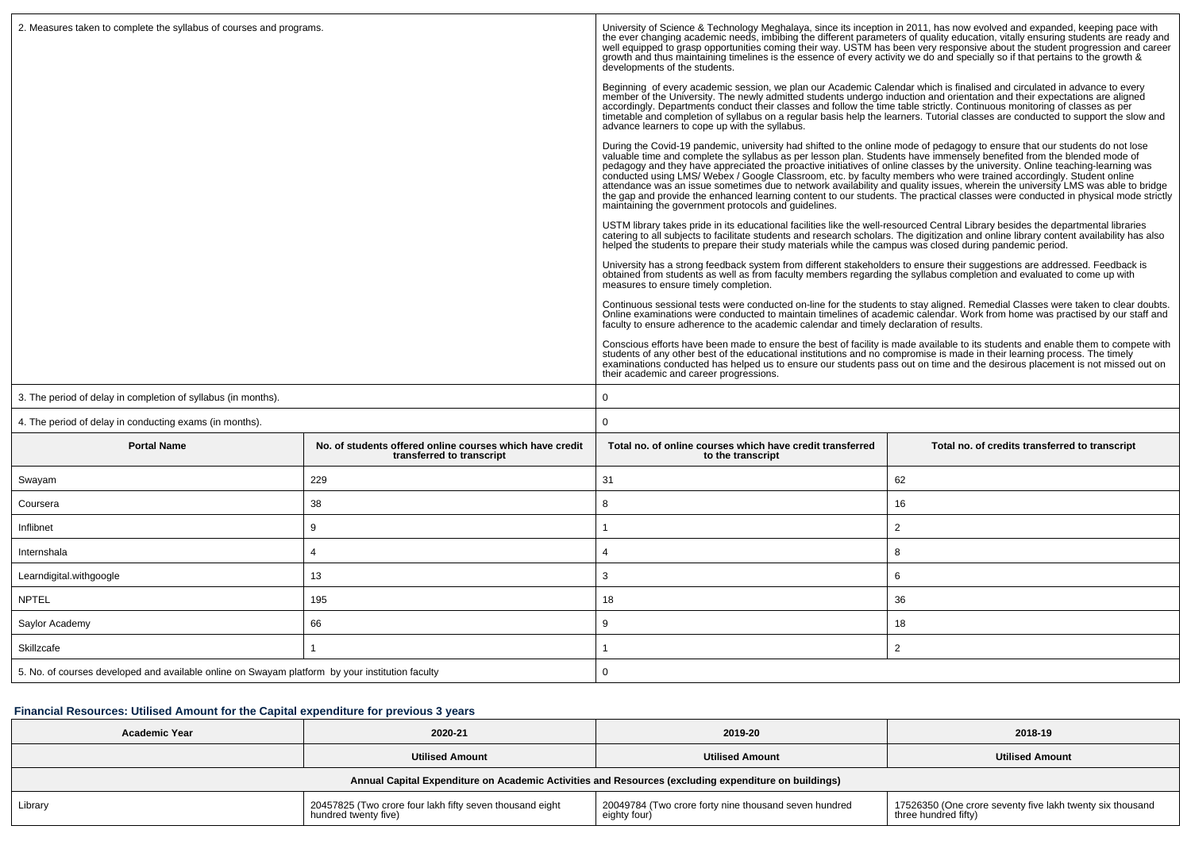| 2. Measures taken to complete the syllabus of courses and programs. | | University of Science & Technology Meghalaya, since its inception in 2011, has now evolved and expanded, keeping pace with the ever changing academic needs, imbibing the different parameters of quality education, vitally ensuring students are ready and well equipped to grasp opportunities coming their way. USTM has been very responsive about the student progression and career growth and thus maintaining timelines is the essence of every activity we do and specially so if that pertains to the growth & developments of the students.<br><br>Beginning of every academic session, we plan our Academic Calendar which is finalised and circulated in advance to every member of the University. The newly admitted students undergo induction and orientation and their expectations are aligned accordingly. Departments conduct their classes and follow the time table strictly. Continuous monitoring of classes as per timetable and completion of syllabus on a regular basis help the learners. Tutorial classes are conducted to support the slow and advance learners to cope up with the syllabus.<br><br>During the Covid-19 pandemic, university had shifted to the online mode of pedagogy to ensure that our students do not lose valuable time and complete the syllabus as per lesson plan. Students have immensely benefited from the blended mode of pedagogy and they have appreciated the proactive initiatives of online classes by the university. Online teaching-learning was conducted using LMS/ Webex / Google Classroom, etc. by faculty members who were trained accordingly. Student online attendance was an issue sometimes due to network availability and quality issues, wherein the university LMS was able to bridge the gap and provide the enhanced learning content to our students. The practical classes were conducted in physical mode strictly maintaining the government protocols and guidelines.<br><br>USTM library takes pride in its educational facilities like the well-resourced Central Library besides the departmental libraries catering to all subjects to facilitate students and research scholars. The digitization and online library content availability has also helped the students to prepare their study materials while the campus was closed during pandemic period.<br><br>University has a strong feedback system from different stakeholders to ensure their suggestions are addressed. Feedback is obtained from students as well as from faculty members regarding the syllabus completion and evaluated to come up with measures to ensure timely completion.<br><br>Continuous sessional tests were conducted on-line for the students to stay aligned. Remedial Classes were taken to clear doubts. Online examinations were conducted to maintain timelines of academic calendar. Work from home was practised by our staff and faculty to ensure adherence to the academic calendar and timely declaration of results.<br><br>Conscious efforts have been made to ensure the best of facility is made available to its students and enable them to compete with students of any other best of the educational institutions and no compromise is made in their learning process. The timely examinations conducted has helped us to ensure our students pass out on time and the desirous placement is not missed out on their academic and career progressions. | |
|---|---|---|---|
| 3. The period of delay in completion of syllabus (in months). | | 0 | |
| 4. The period of delay in conducting exams (in months). | | 0 | |
| **Portal Name** | **No. of students offered online courses which have credit transferred to transcript** | **Total no. of online courses which have credit transferred to the transcript** | **Total no. of credits transferred to transcript** |
| Swayam | 229 | 31 | 62 |
| Coursera | 38 | 8 | 16 |
| Inflibnet | 9 | 1 | 2 |
| Internshala | 4 | 4 | 8 |
| Learndigital.withgoogle | 13 | 3 | 6 |
| NPTEL | 195 | 18 | 36 |
| Saylor Academy | 66 | 9 | 18 |
| Skillzcafe | 1 | 1 | 2 |
| 5. No. of courses developed and available online on Swayam platform by your institution faculty | | 0 | |

### Financial Resources: Utilised Amount for the Capital expenditure for previous 3 years

| Academic Year | 2020-21 | 2019-20 | 2018-19 |
|---|---|---|---|
| | Utilised Amount | Utilised Amount | Utilised Amount |
| Annual Capital Expenditure on Academic Activities and Resources (excluding expenditure on buildings) | | | |
| Library | 20457825 (Two crore four lakh fifty seven thousand eight hundred twenty five) | 20049784 (Two crore forty nine thousand seven hundred eighty four) | 17526350 (One crore seventy five lakh twenty six thousand three hundred fifty) |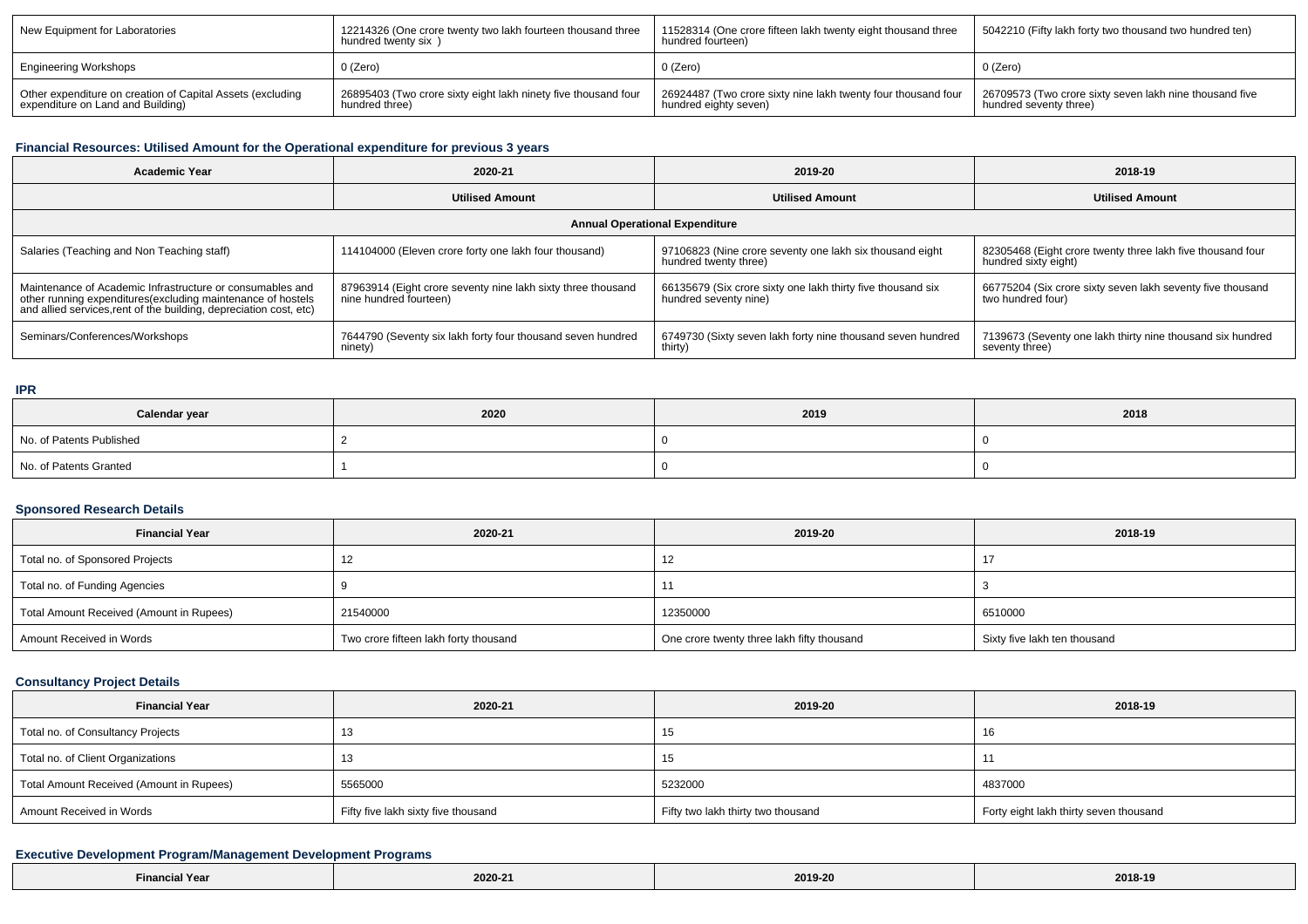| New Equipment for Laboratories | 12214326 (One crore twenty two lakh fourteen thousand three hundred twenty six ) | 11528314 (One crore fifteen lakh twenty eight thousand three hundred fourteen) | 5042210 (Fifty lakh forty two thousand two hundred ten) |
|---|---|---|---|
| Engineering Workshops | 0 (Zero) | 0 (Zero) | 0 (Zero) |
| Other expenditure on creation of Capital Assets (excluding expenditure on Land and Building) | 26895403 (Two crore sixty eight lakh ninety five thousand four hundred three) | 26924487 (Two crore sixty nine lakh twenty four thousand four hundred eighty seven) | 26709573 (Two crore sixty seven lakh nine thousand five hundred seventy three) |

### Financial Resources: Utilised Amount for the Operational expenditure for previous 3 years

| Academic Year | 2020-21 | 2019-20 | 2018-19 |
|---|---|---|---|
| | Utilised Amount | Utilised Amount | Utilised Amount |
| Annual Operational Expenditure | | | |
| Salaries (Teaching and Non Teaching staff) | 114104000 (Eleven crore forty one lakh four thousand) | 97106823 (Nine crore seventy one lakh six thousand eight hundred twenty three) | 82305468 (Eight crore twenty three lakh five thousand four hundred sixty eight) |
| Maintenance of Academic Infrastructure or consumables and other running expenditures(excluding maintenance of hostels and allied services,rent of the building, depreciation cost, etc) | 87963914 (Eight crore seventy nine lakh sixty three thousand nine hundred fourteen) | 66135679 (Six crore sixty one lakh thirty five thousand six hundred seventy nine) | 66775204 (Six crore sixty seven lakh seventy five thousand two hundred four) |
| Seminars/Conferences/Workshops | 7644790 (Seventy six lakh forty four thousand seven hundred ninety) | 6749730 (Sixty seven lakh forty nine thousand seven hundred thirty) | 7139673 (Seventy one lakh thirty nine thousand six hundred seventy three) |

### IPR

| Calendar year | 2020 | 2019 | 2018 |
|---|---|---|---|
| No. of Patents Published | 2 | 0 | 0 |
| No. of Patents Granted | 1 | 0 | 0 |

### Sponsored Research Details

| Financial Year | 2020-21 | 2019-20 | 2018-19 |
|---|---|---|---|
| Total no. of Sponsored Projects | 12 | 12 | 17 |
| Total no. of Funding Agencies | 9 | 11 | 3 |
| Total Amount Received (Amount in Rupees) | 21540000 | 12350000 | 6510000 |
| Amount Received in Words | Two crore fifteen lakh forty thousand | One crore twenty three lakh fifty thousand | Sixty five lakh ten thousand |

### Consultancy Project Details

| Financial Year | 2020-21 | 2019-20 | 2018-19 |
|---|---|---|---|
| Total no. of Consultancy Projects | 13 | 15 | 16 |
| Total no. of Client Organizations | 13 | 15 | 11 |
| Total Amount Received (Amount in Rupees) | 5565000 | 5232000 | 4837000 |
| Amount Received in Words | Fifty five lakh sixty five thousand | Fifty two lakh thirty two thousand | Forty eight lakh thirty seven thousand |

### Executive Development Program/Management Development Programs

| Financial Year | 2020-21 | 2019-20 | 2018-19 |
|---|---|---|---|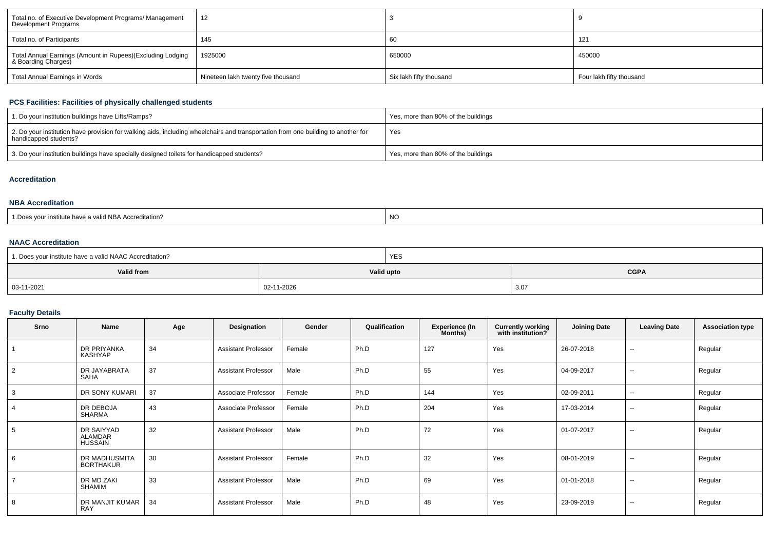| Total no. of Executive Development Programs/ Management Development Programs | 12 | 3 | 9 |
|---|---|---|---|
| Total no. of Participants | 145 | 60 | 121 |
| Total Annual Earnings (Amount in Rupees)(Excluding Lodging & Boarding Charges) | 1925000 | 650000 | 450000 |
| Total Annual Earnings in Words | Nineteen lakh twenty five thousand | Six lakh fifty thousand | Four lakh fifty thousand |

## PCS Facilities: Facilities of physically challenged students

| 1. Do your institution buildings have Lifts/Ramps? | Yes, more than 80% of the buildings |
|---|---|
| 2. Do your institution have provision for walking aids, including wheelchairs and transportation from one building to another for handicapped students? | Yes |
| 3. Do your institution buildings have specially designed toilets for handicapped students? | Yes, more than 80% of the buildings |

## Accreditation

### NBA Accreditation

| 1.Does your institute have a valid NBA Accreditation? | NO |
|---|---|

### NAAC Accreditation

| 1. Does your institute have a valid NAAC Accreditation? | YES | |
|---|---|---|
| **Valid from** | **Valid upto** | **CGPA** |
| 03-11-2021 | 02-11-2026 | 3.07 |

## Faculty Details

| Srno | Name | Age | Designation | Gender | Qualification | Experience (In Months) | Currently working with institution? | Joining Date | Leaving Date | Association type |
|---|---|---|---|---|---|---|---|---|---|---|
| 1 | DR PRIYANKA KASHYAP | 34 | Assistant Professor | Female | Ph.D | 127 | Yes | 26-07-2018 | -- | Regular |
| 2 | DR JAYABRATA SAHA | 37 | Assistant Professor | Male | Ph.D | 55 | Yes | 04-09-2017 | -- | Regular |
| 3 | DR SONY KUMARI | 37 | Associate Professor | Female | Ph.D | 144 | Yes | 02-09-2011 | -- | Regular |
| 4 | DR DEBOJA SHARMA | 43 | Associate Professor | Female | Ph.D | 204 | Yes | 17-03-2014 | -- | Regular |
| 5 | DR SAIYYAD ALAMDAR HUSSAIN | 32 | Assistant Professor | Male | Ph.D | 72 | Yes | 01-07-2017 | -- | Regular |
| 6 | DR MADHUSMITA BORTHAKUR | 30 | Assistant Professor | Female | Ph.D | 32 | Yes | 08-01-2019 | -- | Regular |
| 7 | DR MD ZAKI SHAMIM | 33 | Assistant Professor | Male | Ph.D | 69 | Yes | 01-01-2018 | -- | Regular |
| 8 | DR MANJIT KUMAR RAY | 34 | Assistant Professor | Male | Ph.D | 48 | Yes | 23-09-2019 | -- | Regular |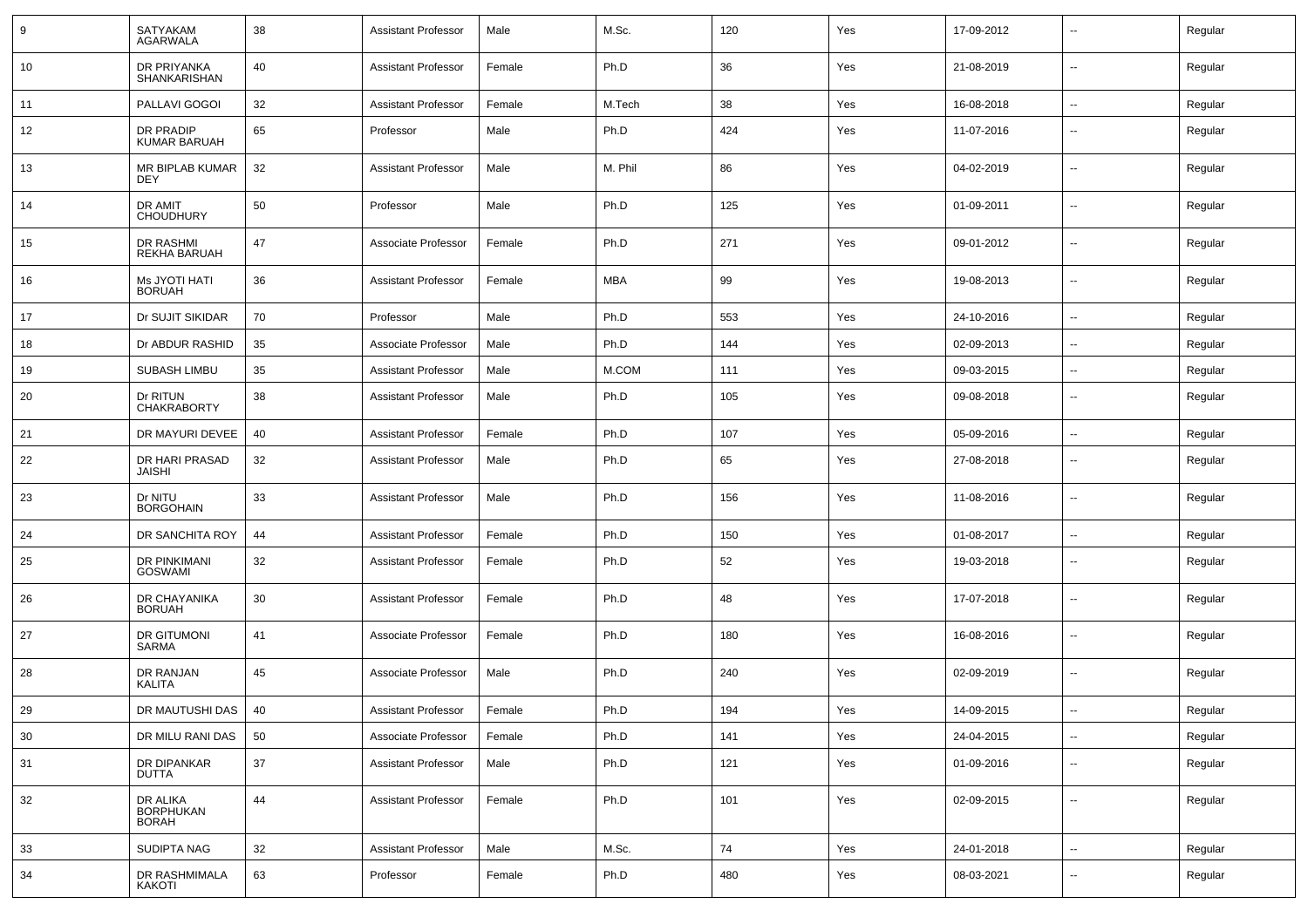| 9 | SATYAKAM AGARWALA | 38 | Assistant Professor | Male | M.Sc. | 120 | Yes | 17-09-2012 | -- | Regular |
|---|---|---|---|---|---|---|---|---|---|---|
| 10 | DR PRIYANKA SHANKARISHAN | 40 | Assistant Professor | Female | Ph.D | 36 | Yes | 21-08-2019 | -- | Regular |
| 11 | PALLAVI GOGOI | 32 | Assistant Professor | Female | M.Tech | 38 | Yes | 16-08-2018 | -- | Regular |
| 12 | DR PRADIP KUMAR BARUAH | 65 | Professor | Male | Ph.D | 424 | Yes | 11-07-2016 | -- | Regular |
| 13 | MR BIPLAB KUMAR DEY | 32 | Assistant Professor | Male | M. Phil | 86 | Yes | 04-02-2019 | -- | Regular |
| 14 | DR AMIT CHOUDHURY | 50 | Professor | Male | Ph.D | 125 | Yes | 01-09-2011 | -- | Regular |
| 15 | DR RASHMI REKHA BARUAH | 47 | Associate Professor | Female | Ph.D | 271 | Yes | 09-01-2012 | -- | Regular |
| 16 | Ms JYOTI HATI BORUAH | 36 | Assistant Professor | Female | MBA | 99 | Yes | 19-08-2013 | -- | Regular |
| 17 | Dr SUJIT SIKIDAR | 70 | Professor | Male | Ph.D | 553 | Yes | 24-10-2016 | -- | Regular |
| 18 | Dr ABDUR RASHID | 35 | Associate Professor | Male | Ph.D | 144 | Yes | 02-09-2013 | -- | Regular |
| 19 | SUBASH LIMBU | 35 | Assistant Professor | Male | M.COM | 111 | Yes | 09-03-2015 | -- | Regular |
| 20 | Dr RITUN CHAKRABORTY | 38 | Assistant Professor | Male | Ph.D | 105 | Yes | 09-08-2018 | -- | Regular |
| 21 | DR MAYURI DEVEE | 40 | Assistant Professor | Female | Ph.D | 107 | Yes | 05-09-2016 | -- | Regular |
| 22 | DR HARI PRASAD JAISHI | 32 | Assistant Professor | Male | Ph.D | 65 | Yes | 27-08-2018 | -- | Regular |
| 23 | Dr NITU BORGOHAIN | 33 | Assistant Professor | Male | Ph.D | 156 | Yes | 11-08-2016 | -- | Regular |
| 24 | DR SANCHITA ROY | 44 | Assistant Professor | Female | Ph.D | 150 | Yes | 01-08-2017 | -- | Regular |
| 25 | DR PINKIMANI GOSWAMI | 32 | Assistant Professor | Female | Ph.D | 52 | Yes | 19-03-2018 | -- | Regular |
| 26 | DR CHAYANIKA BORUAH | 30 | Assistant Professor | Female | Ph.D | 48 | Yes | 17-07-2018 | -- | Regular |
| 27 | DR GITUMONI SARMA | 41 | Associate Professor | Female | Ph.D | 180 | Yes | 16-08-2016 | -- | Regular |
| 28 | DR RANJAN KALITA | 45 | Associate Professor | Male | Ph.D | 240 | Yes | 02-09-2019 | -- | Regular |
| 29 | DR MAUTUSHI DAS | 40 | Assistant Professor | Female | Ph.D | 194 | Yes | 14-09-2015 | -- | Regular |
| 30 | DR MILU RANI DAS | 50 | Associate Professor | Female | Ph.D | 141 | Yes | 24-04-2015 | -- | Regular |
| 31 | DR DIPANKAR DUTTA | 37 | Assistant Professor | Male | Ph.D | 121 | Yes | 01-09-2016 | -- | Regular |
| 32 | DR ALIKA BORPHUKAN BORAH | 44 | Assistant Professor | Female | Ph.D | 101 | Yes | 02-09-2015 | -- | Regular |
| 33 | SUDIPTA NAG | 32 | Assistant Professor | Male | M.Sc. | 74 | Yes | 24-01-2018 | -- | Regular |
| 34 | DR RASHMIMALA KAKOTI | 63 | Professor | Female | Ph.D | 480 | Yes | 08-03-2021 | -- | Regular |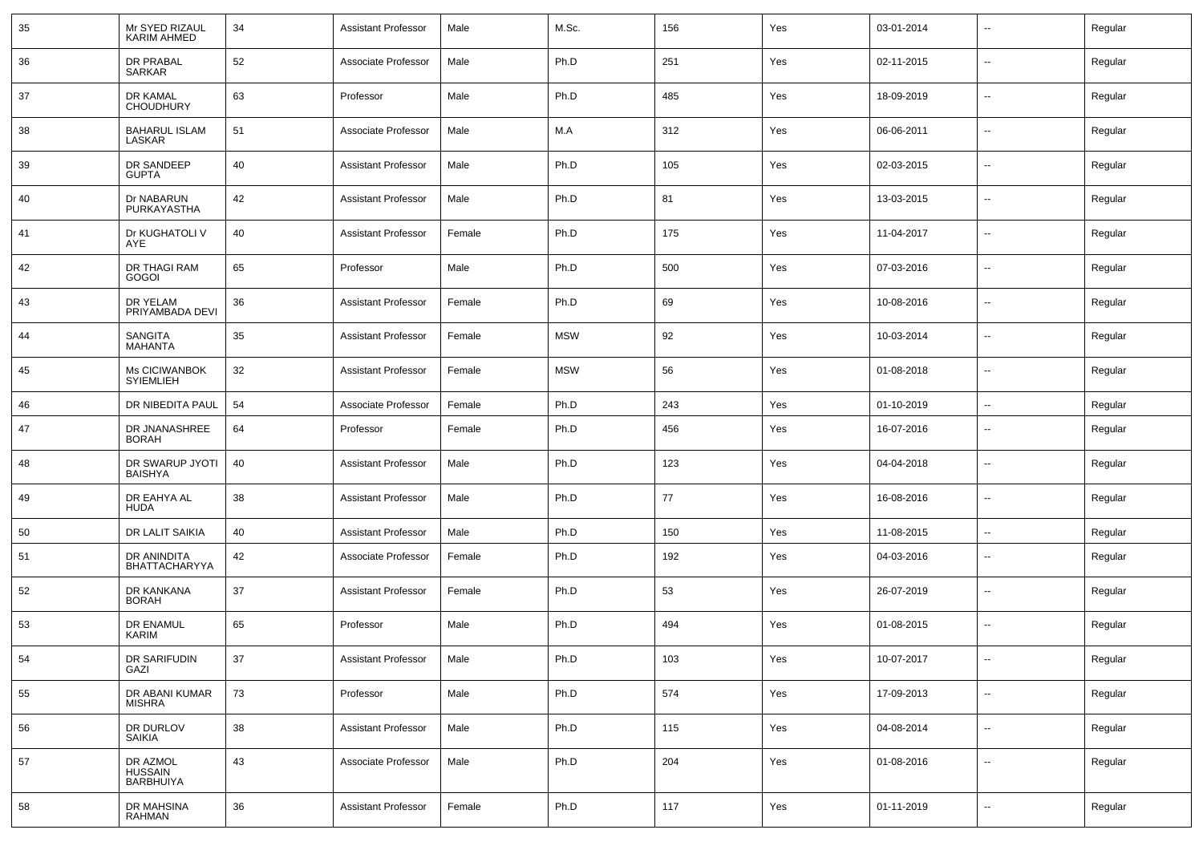| 35 | Mr SYED RIZAUL KARIM AHMED | 34 | Assistant Professor | Male | M.Sc. | 156 | Yes | 03-01-2014 | -- | Regular |
|---|---|---|---|---|---|---|---|---|---|---|
| 36 | DR PRABAL SARKAR | 52 | Associate Professor | Male | Ph.D | 251 | Yes | 02-11-2015 | -- | Regular |
| 37 | DR KAMAL CHOUDHURY | 63 | Professor | Male | Ph.D | 485 | Yes | 18-09-2019 | -- | Regular |
| 38 | BAHARUL ISLAM LASKAR | 51 | Associate Professor | Male | M.A | 312 | Yes | 06-06-2011 | -- | Regular |
| 39 | DR SANDEEP GUPTA | 40 | Assistant Professor | Male | Ph.D | 105 | Yes | 02-03-2015 | -- | Regular |
| 40 | Dr NABARUN PURKAYASTHA | 42 | Assistant Professor | Male | Ph.D | 81 | Yes | 13-03-2015 | -- | Regular |
| 41 | Dr KUGHATOLI V AYE | 40 | Assistant Professor | Female | Ph.D | 175 | Yes | 11-04-2017 | -- | Regular |
| 42 | DR THAGI RAM GOGOI | 65 | Professor | Male | Ph.D | 500 | Yes | 07-03-2016 | -- | Regular |
| 43 | DR YELAM PRIYAMBADA DEVI | 36 | Assistant Professor | Female | Ph.D | 69 | Yes | 10-08-2016 | -- | Regular |
| 44 | SANGITA MAHANTA | 35 | Assistant Professor | Female | MSW | 92 | Yes | 10-03-2014 | -- | Regular |
| 45 | Ms CICIWANBOK SYIEMLIEH | 32 | Assistant Professor | Female | MSW | 56 | Yes | 01-08-2018 | -- | Regular |
| 46 | DR NIBEDITA PAUL | 54 | Associate Professor | Female | Ph.D | 243 | Yes | 01-10-2019 | -- | Regular |
| 47 | DR JNANASHREE BORAH | 64 | Professor | Female | Ph.D | 456 | Yes | 16-07-2016 | -- | Regular |
| 48 | DR SWARUP JYOTI BAISHYA | 40 | Assistant Professor | Male | Ph.D | 123 | Yes | 04-04-2018 | -- | Regular |
| 49 | DR EAHYA AL HUDA | 38 | Assistant Professor | Male | Ph.D | 77 | Yes | 16-08-2016 | -- | Regular |
| 50 | DR LALIT SAIKIA | 40 | Assistant Professor | Male | Ph.D | 150 | Yes | 11-08-2015 | -- | Regular |
| 51 | DR ANINDITA BHATTACHARYYA | 42 | Associate Professor | Female | Ph.D | 192 | Yes | 04-03-2016 | -- | Regular |
| 52 | DR KANKANA BORAH | 37 | Assistant Professor | Female | Ph.D | 53 | Yes | 26-07-2019 | -- | Regular |
| 53 | DR ENAMUL KARIM | 65 | Professor | Male | Ph.D | 494 | Yes | 01-08-2015 | -- | Regular |
| 54 | DR SARIFUDIN GAZI | 37 | Assistant Professor | Male | Ph.D | 103 | Yes | 10-07-2017 | -- | Regular |
| 55 | DR ABANI KUMAR MISHRA | 73 | Professor | Male | Ph.D | 574 | Yes | 17-09-2013 | -- | Regular |
| 56 | DR DURLOV SAIKIA | 38 | Assistant Professor | Male | Ph.D | 115 | Yes | 04-08-2014 | -- | Regular |
| 57 | DR AZMOL HUSSAIN BARBHUIYA | 43 | Associate Professor | Male | Ph.D | 204 | Yes | 01-08-2016 | -- | Regular |
| 58 | DR MAHSINA RAHMAN | 36 | Assistant Professor | Female | Ph.D | 117 | Yes | 01-11-2019 | -- | Regular |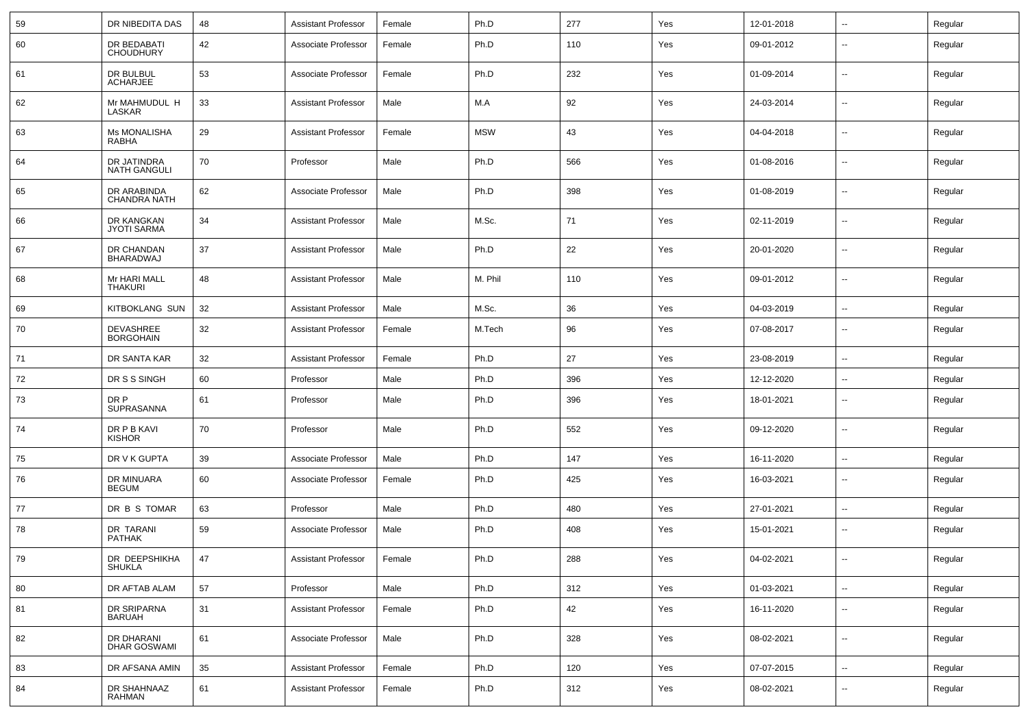| 59 | DR NIBEDITA DAS | 48 | Assistant Professor | Female | Ph.D | 277 | Yes | 12-01-2018 | -- | Regular |
|---|---|---|---|---|---|---|---|---|---|---|
| 60 | DR BEDABATI CHOUDHURY | 42 | Associate Professor | Female | Ph.D | 110 | Yes | 09-01-2012 | -- | Regular |
| 61 | DR BULBUL ACHARJEE | 53 | Associate Professor | Female | Ph.D | 232 | Yes | 01-09-2014 | -- | Regular |
| 62 | Mr MAHMUDUL H LASKAR | 33 | Assistant Professor | Male | M.A | 92 | Yes | 24-03-2014 | -- | Regular |
| 63 | Ms MONALISHA RABHA | 29 | Assistant Professor | Female | MSW | 43 | Yes | 04-04-2018 | -- | Regular |
| 64 | DR JATINDRA NATH GANGULI | 70 | Professor | Male | Ph.D | 566 | Yes | 01-08-2016 | -- | Regular |
| 65 | DR ARABINDA CHANDRA NATH | 62 | Associate Professor | Male | Ph.D | 398 | Yes | 01-08-2019 | -- | Regular |
| 66 | DR KANGKAN JYOTI SARMA | 34 | Assistant Professor | Male | M.Sc. | 71 | Yes | 02-11-2019 | -- | Regular |
| 67 | DR CHANDAN BHARADWAJ | 37 | Assistant Professor | Male | Ph.D | 22 | Yes | 20-01-2020 | -- | Regular |
| 68 | Mr HARI MALL THAKURI | 48 | Assistant Professor | Male | M. Phil | 110 | Yes | 09-01-2012 | -- | Regular |
| 69 | KITBOKLANG SUN | 32 | Assistant Professor | Male | M.Sc. | 36 | Yes | 04-03-2019 | -- | Regular |
| 70 | DEVASHREE BORGOHAIN | 32 | Assistant Professor | Female | M.Tech | 96 | Yes | 07-08-2017 | -- | Regular |
| 71 | DR SANTA KAR | 32 | Assistant Professor | Female | Ph.D | 27 | Yes | 23-08-2019 | -- | Regular |
| 72 | DR S S SINGH | 60 | Professor | Male | Ph.D | 396 | Yes | 12-12-2020 | -- | Regular |
| 73 | DR P SUPRASANNA | 61 | Professor | Male | Ph.D | 396 | Yes | 18-01-2021 | -- | Regular |
| 74 | DR P B KAVI KISHOR | 70 | Professor | Male | Ph.D | 552 | Yes | 09-12-2020 | -- | Regular |
| 75 | DR V K GUPTA | 39 | Associate Professor | Male | Ph.D | 147 | Yes | 16-11-2020 | -- | Regular |
| 76 | DR MINUARA BEGUM | 60 | Associate Professor | Female | Ph.D | 425 | Yes | 16-03-2021 | -- | Regular |
| 77 | DR B S TOMAR | 63 | Professor | Male | Ph.D | 480 | Yes | 27-01-2021 | -- | Regular |
| 78 | DR TARANI PATHAK | 59 | Associate Professor | Male | Ph.D | 408 | Yes | 15-01-2021 | -- | Regular |
| 79 | DR DEEPSHIKHA SHUKLA | 47 | Assistant Professor | Female | Ph.D | 288 | Yes | 04-02-2021 | -- | Regular |
| 80 | DR AFTAB ALAM | 57 | Professor | Male | Ph.D | 312 | Yes | 01-03-2021 | -- | Regular |
| 81 | DR SRIPARNA BARUAH | 31 | Assistant Professor | Female | Ph.D | 42 | Yes | 16-11-2020 | -- | Regular |
| 82 | DR DHARANI DHAR GOSWAMI | 61 | Associate Professor | Male | Ph.D | 328 | Yes | 08-02-2021 | -- | Regular |
| 83 | DR AFSANA AMIN | 35 | Assistant Professor | Female | Ph.D | 120 | Yes | 07-07-2015 | -- | Regular |
| 84 | DR SHAHNAAZ RAHMAN | 61 | Assistant Professor | Female | Ph.D | 312 | Yes | 08-02-2021 | -- | Regular |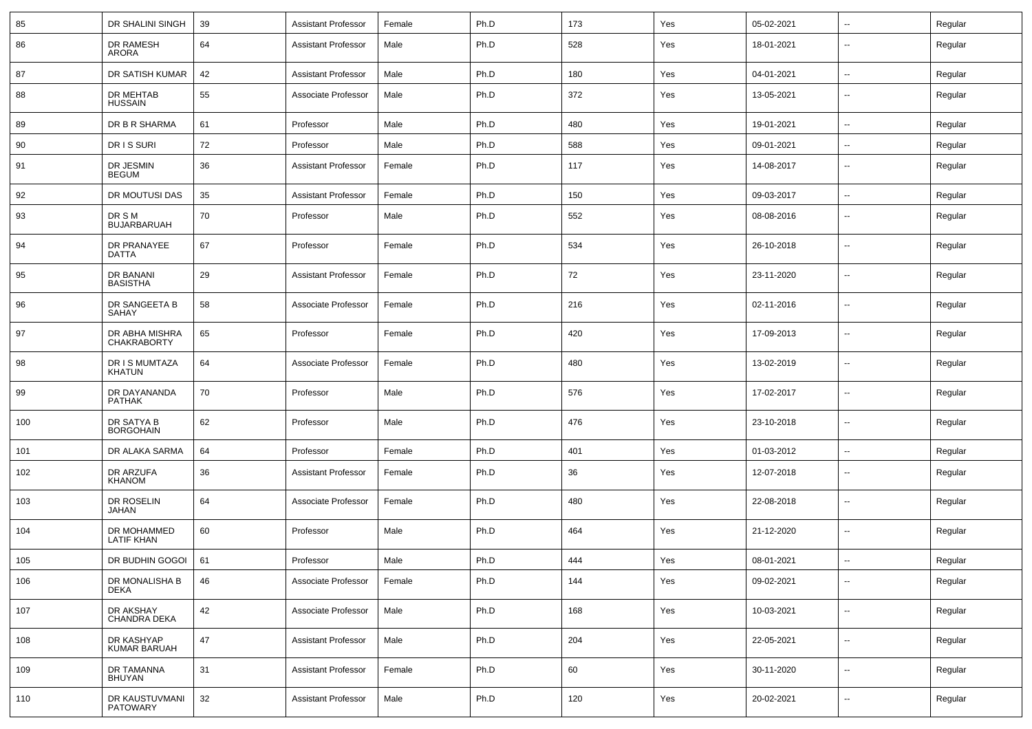| 85 | DR SHALINI SINGH | 39 | Assistant Professor | Female | Ph.D | 173 | Yes | 05-02-2021 | -- | Regular |
|---|---|---|---|---|---|---|---|---|---|---|
| 86 | DR RAMESH ARORA | 64 | Assistant Professor | Male | Ph.D | 528 | Yes | 18-01-2021 | -- | Regular |
| 87 | DR SATISH KUMAR | 42 | Assistant Professor | Male | Ph.D | 180 | Yes | 04-01-2021 | -- | Regular |
| 88 | DR MEHTAB HUSSAIN | 55 | Associate Professor | Male | Ph.D | 372 | Yes | 13-05-2021 | -- | Regular |
| 89 | DR B R SHARMA | 61 | Professor | Male | Ph.D | 480 | Yes | 19-01-2021 | -- | Regular |
| 90 | DR I S SURI | 72 | Professor | Male | Ph.D | 588 | Yes | 09-01-2021 | -- | Regular |
| 91 | DR JESMIN BEGUM | 36 | Assistant Professor | Female | Ph.D | 117 | Yes | 14-08-2017 | -- | Regular |
| 92 | DR MOUTUSI DAS | 35 | Assistant Professor | Female | Ph.D | 150 | Yes | 09-03-2017 | -- | Regular |
| 93 | DR S M BUJARBARUAH | 70 | Professor | Male | Ph.D | 552 | Yes | 08-08-2016 | -- | Regular |
| 94 | DR PRANAYEE DATTA | 67 | Professor | Female | Ph.D | 534 | Yes | 26-10-2018 | -- | Regular |
| 95 | DR BANANI BASISTHA | 29 | Assistant Professor | Female | Ph.D | 72 | Yes | 23-11-2020 | -- | Regular |
| 96 | DR SANGEETA B SAHAY | 58 | Associate Professor | Female | Ph.D | 216 | Yes | 02-11-2016 | -- | Regular |
| 97 | DR ABHA MISHRA CHAKRABORTY | 65 | Professor | Female | Ph.D | 420 | Yes | 17-09-2013 | -- | Regular |
| 98 | DR I S MUMTAZA KHATUN | 64 | Associate Professor | Female | Ph.D | 480 | Yes | 13-02-2019 | -- | Regular |
| 99 | DR DAYANANDA PATHAK | 70 | Professor | Male | Ph.D | 576 | Yes | 17-02-2017 | -- | Regular |
| 100 | DR SATYA B BORGOHAIN | 62 | Professor | Male | Ph.D | 476 | Yes | 23-10-2018 | -- | Regular |
| 101 | DR ALAKA SARMA | 64 | Professor | Female | Ph.D | 401 | Yes | 01-03-2012 | -- | Regular |
| 102 | DR ARZUFA KHANOM | 36 | Assistant Professor | Female | Ph.D | 36 | Yes | 12-07-2018 | -- | Regular |
| 103 | DR ROSELIN JAHAN | 64 | Associate Professor | Female | Ph.D | 480 | Yes | 22-08-2018 | -- | Regular |
| 104 | DR MOHAMMED LATIF KHAN | 60 | Professor | Male | Ph.D | 464 | Yes | 21-12-2020 | -- | Regular |
| 105 | DR BUDHIN GOGOI | 61 | Professor | Male | Ph.D | 444 | Yes | 08-01-2021 | -- | Regular |
| 106 | DR MONALISHA B DEKA | 46 | Associate Professor | Female | Ph.D | 144 | Yes | 09-02-2021 | -- | Regular |
| 107 | DR AKSHAY CHANDRA DEKA | 42 | Associate Professor | Male | Ph.D | 168 | Yes | 10-03-2021 | -- | Regular |
| 108 | DR KASHYAP KUMAR BARUAH | 47 | Assistant Professor | Male | Ph.D | 204 | Yes | 22-05-2021 | -- | Regular |
| 109 | DR TAMANNA BHUYAN | 31 | Assistant Professor | Female | Ph.D | 60 | Yes | 30-11-2020 | -- | Regular |
| 110 | DR KAUSTUVMANI PATOWARY | 32 | Assistant Professor | Male | Ph.D | 120 | Yes | 20-02-2021 | -- | Regular |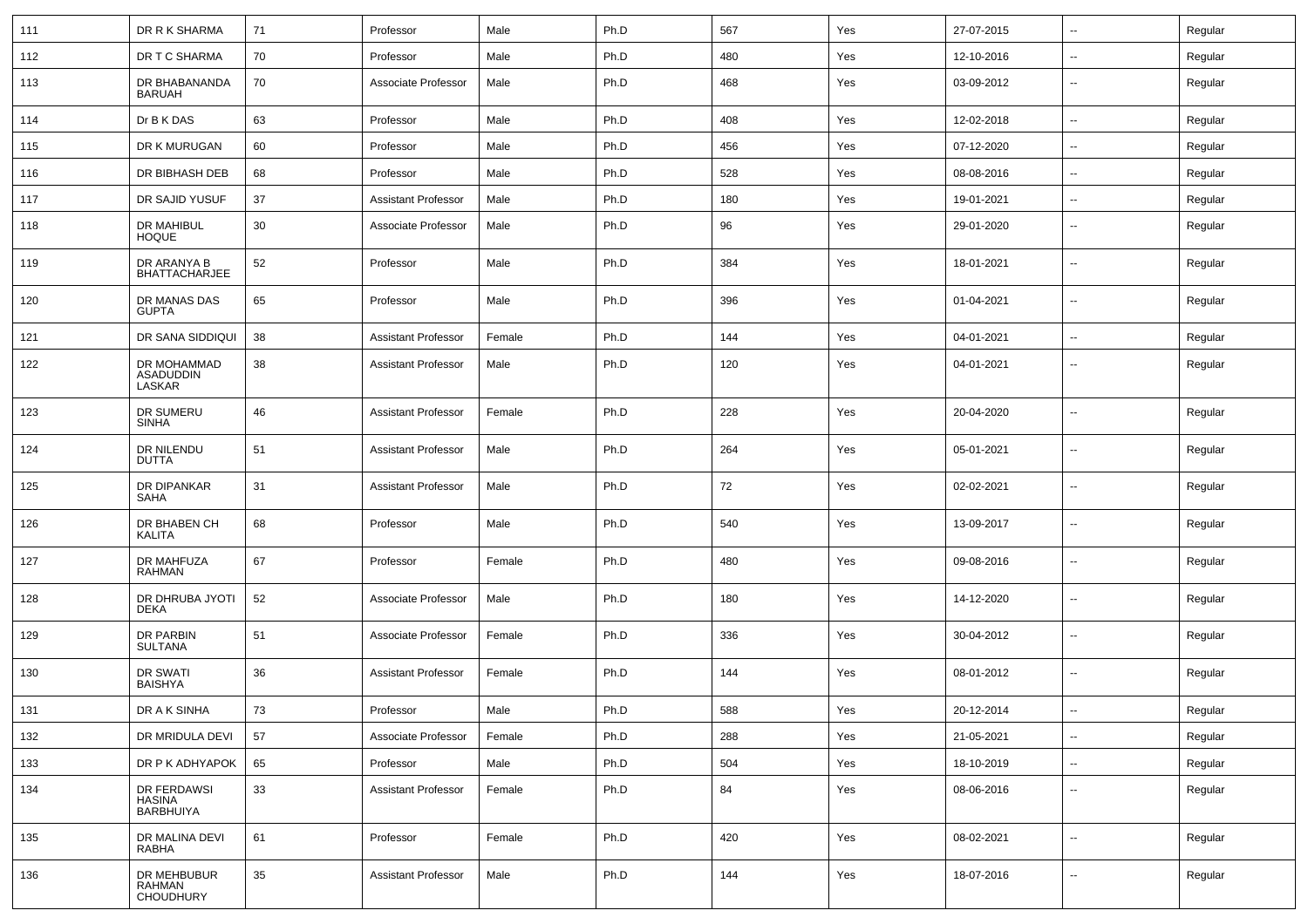| | | | | | | | | | | |
|---|---|---|---|---|---|---|---|---|---|---|
| 111 | DR R K SHARMA | 71 | Professor | Male | Ph.D | 567 | Yes | 27-07-2015 | -- | Regular |
| 112 | DR T C SHARMA | 70 | Professor | Male | Ph.D | 480 | Yes | 12-10-2016 | -- | Regular |
| 113 | DR BHABANANDA BARUAH | 70 | Associate Professor | Male | Ph.D | 468 | Yes | 03-09-2012 | -- | Regular |
| 114 | Dr B K DAS | 63 | Professor | Male | Ph.D | 408 | Yes | 12-02-2018 | -- | Regular |
| 115 | DR K MURUGAN | 60 | Professor | Male | Ph.D | 456 | Yes | 07-12-2020 | -- | Regular |
| 116 | DR BIBHASH DEB | 68 | Professor | Male | Ph.D | 528 | Yes | 08-08-2016 | -- | Regular |
| 117 | DR SAJID YUSUF | 37 | Assistant Professor | Male | Ph.D | 180 | Yes | 19-01-2021 | -- | Regular |
| 118 | DR MAHIBUL HOQUE | 30 | Associate Professor | Male | Ph.D | 96 | Yes | 29-01-2020 | -- | Regular |
| 119 | DR ARANYA B BHATTACHARJEE | 52 | Professor | Male | Ph.D | 384 | Yes | 18-01-2021 | -- | Regular |
| 120 | DR MANAS DAS GUPTA | 65 | Professor | Male | Ph.D | 396 | Yes | 01-04-2021 | -- | Regular |
| 121 | DR SANA SIDDIQUI | 38 | Assistant Professor | Female | Ph.D | 144 | Yes | 04-01-2021 | -- | Regular |
| 122 | DR MOHAMMAD ASADUDDIN LASKAR | 38 | Assistant Professor | Male | Ph.D | 120 | Yes | 04-01-2021 | -- | Regular |
| 123 | DR SUMERU SINHA | 46 | Assistant Professor | Female | Ph.D | 228 | Yes | 20-04-2020 | -- | Regular |
| 124 | DR NILENDU DUTTA | 51 | Assistant Professor | Male | Ph.D | 264 | Yes | 05-01-2021 | -- | Regular |
| 125 | DR DIPANKAR SAHA | 31 | Assistant Professor | Male | Ph.D | 72 | Yes | 02-02-2021 | -- | Regular |
| 126 | DR BHABEN CH KALITA | 68 | Professor | Male | Ph.D | 540 | Yes | 13-09-2017 | -- | Regular |
| 127 | DR MAHFUZA RAHMAN | 67 | Professor | Female | Ph.D | 480 | Yes | 09-08-2016 | -- | Regular |
| 128 | DR DHRUBA JYOTI DEKA | 52 | Associate Professor | Male | Ph.D | 180 | Yes | 14-12-2020 | -- | Regular |
| 129 | DR PARBIN SULTANA | 51 | Associate Professor | Female | Ph.D | 336 | Yes | 30-04-2012 | -- | Regular |
| 130 | DR SWATI BAISHYA | 36 | Assistant Professor | Female | Ph.D | 144 | Yes | 08-01-2012 | -- | Regular |
| 131 | DR A K SINHA | 73 | Professor | Male | Ph.D | 588 | Yes | 20-12-2014 | -- | Regular |
| 132 | DR MRIDULA DEVI | 57 | Associate Professor | Female | Ph.D | 288 | Yes | 21-05-2021 | -- | Regular |
| 133 | DR P K ADHYAPOK | 65 | Professor | Male | Ph.D | 504 | Yes | 18-10-2019 | -- | Regular |
| 134 | DR FERDAWSI HASINA BARBHUIYA | 33 | Assistant Professor | Female | Ph.D | 84 | Yes | 08-06-2016 | -- | Regular |
| 135 | DR MALINA DEVI RABHA | 61 | Professor | Female | Ph.D | 420 | Yes | 08-02-2021 | -- | Regular |
| 136 | DR MEHBUBUR RAHMAN CHOUDHURY | 35 | Assistant Professor | Male | Ph.D | 144 | Yes | 18-07-2016 | -- | Regular |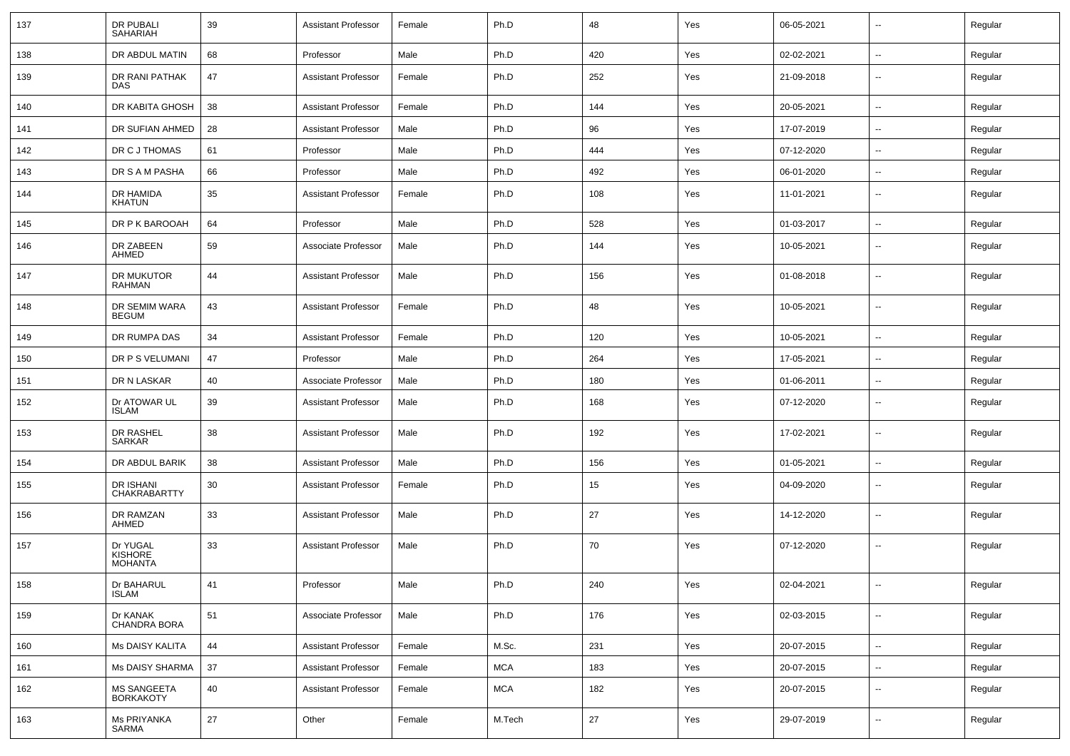| 137 | DR PUBALI SAHARIAH | 39 | Assistant Professor | Female | Ph.D | 48 | Yes | 06-05-2021 | -- | Regular |
|---|---|---|---|---|---|---|---|---|---|---|
| 138 | DR ABDUL MATIN | 68 | Professor | Male | Ph.D | 420 | Yes | 02-02-2021 | -- | Regular |
| 139 | DR RANI PATHAK DAS | 47 | Assistant Professor | Female | Ph.D | 252 | Yes | 21-09-2018 | -- | Regular |
| 140 | DR KABITA GHOSH | 38 | Assistant Professor | Female | Ph.D | 144 | Yes | 20-05-2021 | -- | Regular |
| 141 | DR SUFIAN AHMED | 28 | Assistant Professor | Male | Ph.D | 96 | Yes | 17-07-2019 | -- | Regular |
| 142 | DR C J THOMAS | 61 | Professor | Male | Ph.D | 444 | Yes | 07-12-2020 | -- | Regular |
| 143 | DR S A M PASHA | 66 | Professor | Male | Ph.D | 492 | Yes | 06-01-2020 | -- | Regular |
| 144 | DR HAMIDA KHATUN | 35 | Assistant Professor | Female | Ph.D | 108 | Yes | 11-01-2021 | -- | Regular |
| 145 | DR P K BAROOAH | 64 | Professor | Male | Ph.D | 528 | Yes | 01-03-2017 | -- | Regular |
| 146 | DR ZABEEN AHMED | 59 | Associate Professor | Male | Ph.D | 144 | Yes | 10-05-2021 | -- | Regular |
| 147 | DR MUKUTOR RAHMAN | 44 | Assistant Professor | Male | Ph.D | 156 | Yes | 01-08-2018 | -- | Regular |
| 148 | DR SEMIM WARA BEGUM | 43 | Assistant Professor | Female | Ph.D | 48 | Yes | 10-05-2021 | -- | Regular |
| 149 | DR RUMPA DAS | 34 | Assistant Professor | Female | Ph.D | 120 | Yes | 10-05-2021 | -- | Regular |
| 150 | DR P S VELUMANI | 47 | Professor | Male | Ph.D | 264 | Yes | 17-05-2021 | -- | Regular |
| 151 | DR N LASKAR | 40 | Associate Professor | Male | Ph.D | 180 | Yes | 01-06-2011 | -- | Regular |
| 152 | Dr ATOWAR UL ISLAM | 39 | Assistant Professor | Male | Ph.D | 168 | Yes | 07-12-2020 | -- | Regular |
| 153 | DR RASHEL SARKAR | 38 | Assistant Professor | Male | Ph.D | 192 | Yes | 17-02-2021 | -- | Regular |
| 154 | DR ABDUL BARIK | 38 | Assistant Professor | Male | Ph.D | 156 | Yes | 01-05-2021 | -- | Regular |
| 155 | DR ISHANI CHAKRABARTTY | 30 | Assistant Professor | Female | Ph.D | 15 | Yes | 04-09-2020 | -- | Regular |
| 156 | DR RAMZAN AHMED | 33 | Assistant Professor | Male | Ph.D | 27 | Yes | 14-12-2020 | -- | Regular |
| 157 | Dr YUGAL KISHORE MOHANTA | 33 | Assistant Professor | Male | Ph.D | 70 | Yes | 07-12-2020 | -- | Regular |
| 158 | Dr BAHARUL ISLAM | 41 | Professor | Male | Ph.D | 240 | Yes | 02-04-2021 | -- | Regular |
| 159 | Dr KANAK CHANDRA BORA | 51 | Associate Professor | Male | Ph.D | 176 | Yes | 02-03-2015 | -- | Regular |
| 160 | Ms DAISY KALITA | 44 | Assistant Professor | Female | M.Sc. | 231 | Yes | 20-07-2015 | -- | Regular |
| 161 | Ms DAISY SHARMA | 37 | Assistant Professor | Female | MCA | 183 | Yes | 20-07-2015 | -- | Regular |
| 162 | MS SANGEETA BORKAKOTY | 40 | Assistant Professor | Female | MCA | 182 | Yes | 20-07-2015 | -- | Regular |
| 163 | Ms PRIYANKA SARMA | 27 | Other | Female | M.Tech | 27 | Yes | 29-07-2019 | -- | Regular |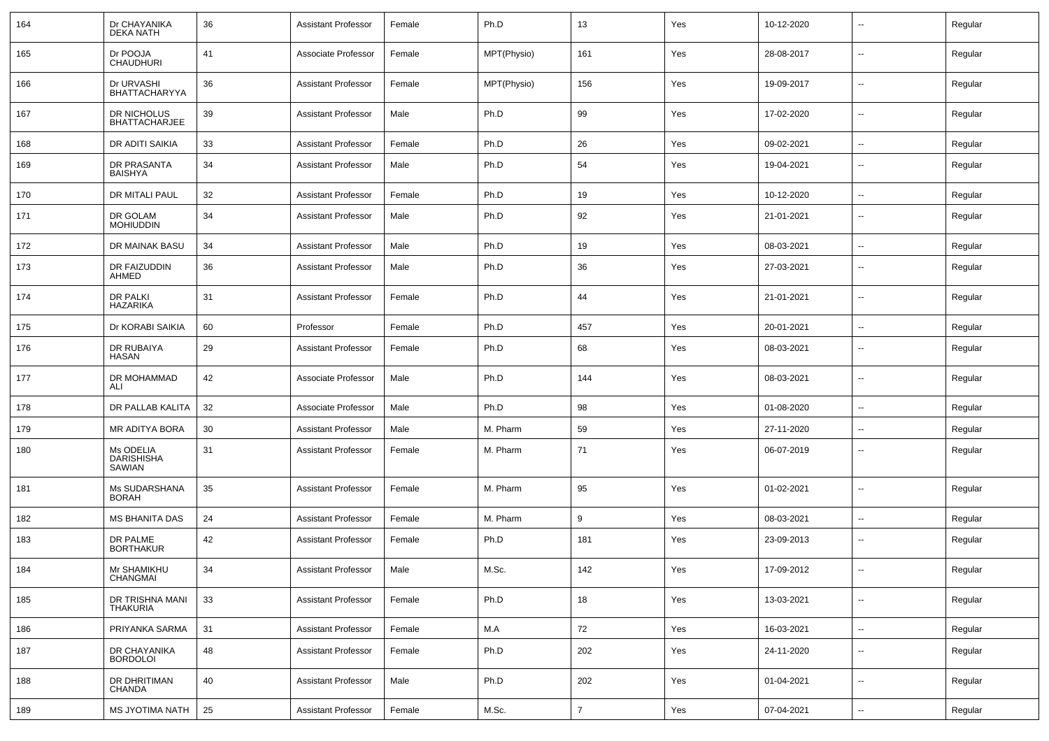| 164 | Dr CHAYANIKA DEKA NATH | 36 | Assistant Professor | Female | Ph.D | 13 | Yes | 10-12-2020 | -- | Regular |
|---|---|---|---|---|---|---|---|---|---|---|
| 165 | Dr POOJA CHAUDHURI | 41 | Associate Professor | Female | MPT(Physio) | 161 | Yes | 28-08-2017 | -- | Regular |
| 166 | Dr URVASHI BHATTACHARYYA | 36 | Assistant Professor | Female | MPT(Physio) | 156 | Yes | 19-09-2017 | -- | Regular |
| 167 | DR NICHOLUS BHATTACHARJEE | 39 | Assistant Professor | Male | Ph.D | 99 | Yes | 17-02-2020 | -- | Regular |
| 168 | DR ADITI SAIKIA | 33 | Assistant Professor | Female | Ph.D | 26 | Yes | 09-02-2021 | -- | Regular |
| 169 | DR PRASANTA BAISHYA | 34 | Assistant Professor | Male | Ph.D | 54 | Yes | 19-04-2021 | -- | Regular |
| 170 | DR MITALI PAUL | 32 | Assistant Professor | Female | Ph.D | 19 | Yes | 10-12-2020 | -- | Regular |
| 171 | DR GOLAM MOHIUDDIN | 34 | Assistant Professor | Male | Ph.D | 92 | Yes | 21-01-2021 | -- | Regular |
| 172 | DR MAINAK BASU | 34 | Assistant Professor | Male | Ph.D | 19 | Yes | 08-03-2021 | -- | Regular |
| 173 | DR FAIZUDDIN AHMED | 36 | Assistant Professor | Male | Ph.D | 36 | Yes | 27-03-2021 | -- | Regular |
| 174 | DR PALKI HAZARIKA | 31 | Assistant Professor | Female | Ph.D | 44 | Yes | 21-01-2021 | -- | Regular |
| 175 | Dr KORABI SAIKIA | 60 | Professor | Female | Ph.D | 457 | Yes | 20-01-2021 | -- | Regular |
| 176 | DR RUBAIYA HASAN | 29 | Assistant Professor | Female | Ph.D | 68 | Yes | 08-03-2021 | -- | Regular |
| 177 | DR MOHAMMAD ALI | 42 | Associate Professor | Male | Ph.D | 144 | Yes | 08-03-2021 | -- | Regular |
| 178 | DR PALLAB KALITA | 32 | Associate Professor | Male | Ph.D | 98 | Yes | 01-08-2020 | -- | Regular |
| 179 | MR ADITYA BORA | 30 | Assistant Professor | Male | M. Pharm | 59 | Yes | 27-11-2020 | -- | Regular |
| 180 | Ms ODELIA DARISHISHA SAWIAN | 31 | Assistant Professor | Female | M. Pharm | 71 | Yes | 06-07-2019 | -- | Regular |
| 181 | Ms SUDARSHANA BORAH | 35 | Assistant Professor | Female | M. Pharm | 95 | Yes | 01-02-2021 | -- | Regular |
| 182 | MS BHANITA DAS | 24 | Assistant Professor | Female | M. Pharm | 9 | Yes | 08-03-2021 | -- | Regular |
| 183 | DR PALME BORTHAKUR | 42 | Assistant Professor | Female | Ph.D | 181 | Yes | 23-09-2013 | -- | Regular |
| 184 | Mr SHAMIKHU CHANGMAI | 34 | Assistant Professor | Male | M.Sc. | 142 | Yes | 17-09-2012 | -- | Regular |
| 185 | DR TRISHNA MANI THAKURIA | 33 | Assistant Professor | Female | Ph.D | 18 | Yes | 13-03-2021 | -- | Regular |
| 186 | PRIYANKA SARMA | 31 | Assistant Professor | Female | M.A | 72 | Yes | 16-03-2021 | -- | Regular |
| 187 | DR CHAYANIKA BORDOLOI | 48 | Assistant Professor | Female | Ph.D | 202 | Yes | 24-11-2020 | -- | Regular |
| 188 | DR DHRITIMAN CHANDA | 40 | Assistant Professor | Male | Ph.D | 202 | Yes | 01-04-2021 | -- | Regular |
| 189 | MS JYOTIMA NATH | 25 | Assistant Professor | Female | M.Sc. | 7 | Yes | 07-04-2021 | -- | Regular |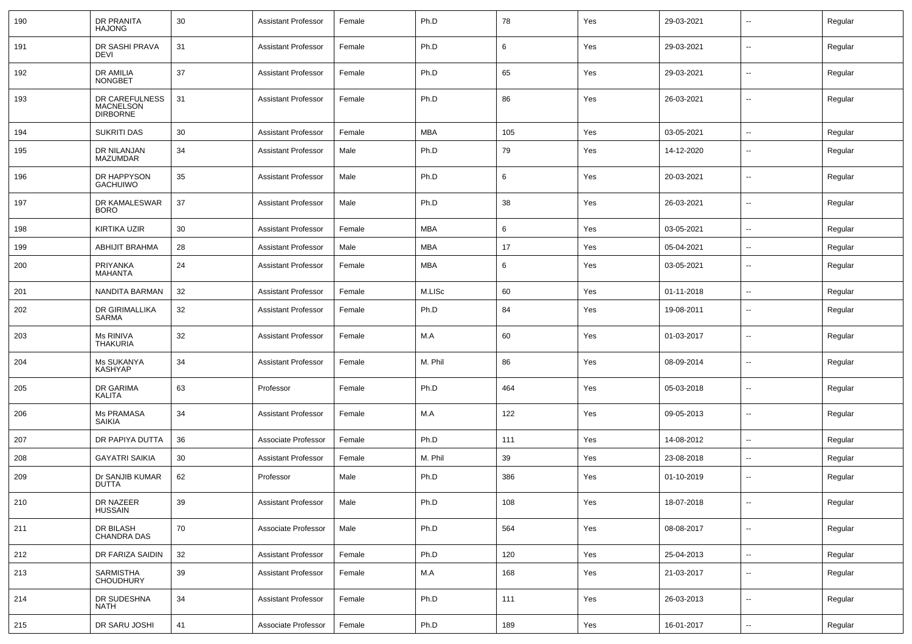| | | | | | | | | | | |
|---|---|---|---|---|---|---|---|---|---|---|
| 190 | DR PRANITA HAJONG | 30 | Assistant Professor | Female | Ph.D | 78 | Yes | 29-03-2021 | -- | Regular |
| 191 | DR SASHI PRAVA DEVI | 31 | Assistant Professor | Female | Ph.D | 6 | Yes | 29-03-2021 | -- | Regular |
| 192 | DR AMILIA NONGBET | 37 | Assistant Professor | Female | Ph.D | 65 | Yes | 29-03-2021 | -- | Regular |
| 193 | DR CAREFULNESS MACNELSON DIRBORNE | 31 | Assistant Professor | Female | Ph.D | 86 | Yes | 26-03-2021 | -- | Regular |
| 194 | SUKRITI DAS | 30 | Assistant Professor | Female | MBA | 105 | Yes | 03-05-2021 | -- | Regular |
| 195 | DR NILANJAN MAZUMDAR | 34 | Assistant Professor | Male | Ph.D | 79 | Yes | 14-12-2020 | -- | Regular |
| 196 | DR HAPPYSON GACHUIWO | 35 | Assistant Professor | Male | Ph.D | 6 | Yes | 20-03-2021 | -- | Regular |
| 197 | DR KAMALESWAR BORO | 37 | Assistant Professor | Male | Ph.D | 38 | Yes | 26-03-2021 | -- | Regular |
| 198 | KIRTIKA UZIR | 30 | Assistant Professor | Female | MBA | 6 | Yes | 03-05-2021 | -- | Regular |
| 199 | ABHIJIT BRAHMA | 28 | Assistant Professor | Male | MBA | 17 | Yes | 05-04-2021 | -- | Regular |
| 200 | PRIYANKA MAHANTA | 24 | Assistant Professor | Female | MBA | 6 | Yes | 03-05-2021 | -- | Regular |
| 201 | NANDITA BARMAN | 32 | Assistant Professor | Female | M.LISc | 60 | Yes | 01-11-2018 | -- | Regular |
| 202 | DR GIRIMALLIKA SARMA | 32 | Assistant Professor | Female | Ph.D | 84 | Yes | 19-08-2011 | -- | Regular |
| 203 | Ms RINIVA THAKURIA | 32 | Assistant Professor | Female | M.A | 60 | Yes | 01-03-2017 | -- | Regular |
| 204 | Ms SUKANYA KASHYAP | 34 | Assistant Professor | Female | M. Phil | 86 | Yes | 08-09-2014 | -- | Regular |
| 205 | DR GARIMA KALITA | 63 | Professor | Female | Ph.D | 464 | Yes | 05-03-2018 | -- | Regular |
| 206 | Ms PRAMASA SAIKIA | 34 | Assistant Professor | Female | M.A | 122 | Yes | 09-05-2013 | -- | Regular |
| 207 | DR PAPIYA DUTTA | 36 | Associate Professor | Female | Ph.D | 111 | Yes | 14-08-2012 | -- | Regular |
| 208 | GAYATRI SAIKIA | 30 | Assistant Professor | Female | M. Phil | 39 | Yes | 23-08-2018 | -- | Regular |
| 209 | Dr SANJIB KUMAR DUTTA | 62 | Professor | Male | Ph.D | 386 | Yes | 01-10-2019 | -- | Regular |
| 210 | DR NAZEER HUSSAIN | 39 | Assistant Professor | Male | Ph.D | 108 | Yes | 18-07-2018 | -- | Regular |
| 211 | DR BILASH CHANDRA DAS | 70 | Associate Professor | Male | Ph.D | 564 | Yes | 08-08-2017 | -- | Regular |
| 212 | DR FARIZA SAIDIN | 32 | Assistant Professor | Female | Ph.D | 120 | Yes | 25-04-2013 | -- | Regular |
| 213 | SARMISTHA CHOUDHURY | 39 | Assistant Professor | Female | M.A | 168 | Yes | 21-03-2017 | -- | Regular |
| 214 | DR SUDESHNA NATH | 34 | Assistant Professor | Female | Ph.D | 111 | Yes | 26-03-2013 | -- | Regular |
| 215 | DR SARU JOSHI | 41 | Associate Professor | Female | Ph.D | 189 | Yes | 16-01-2017 | -- | Regular |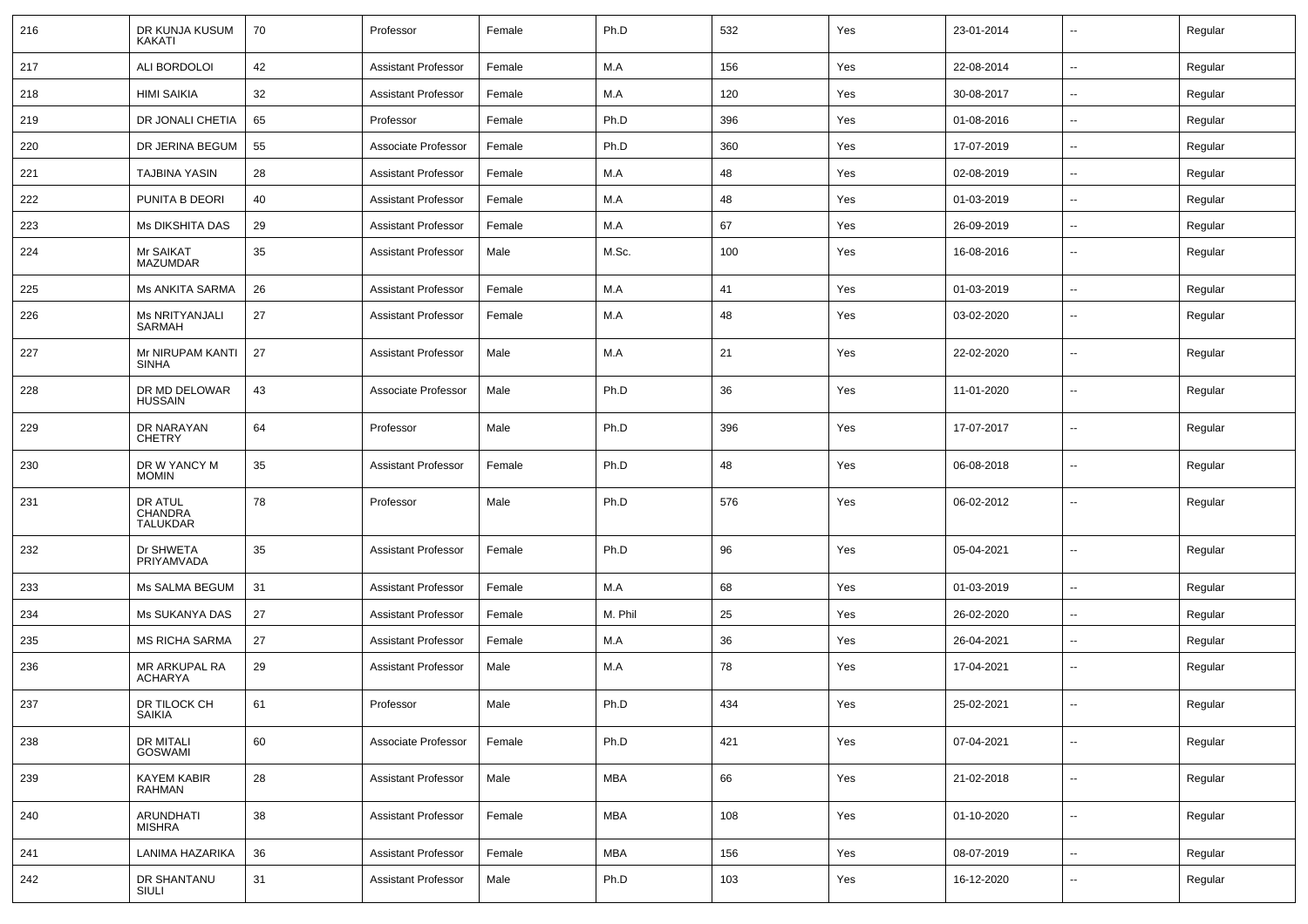| 216 | DR KUNJA KUSUM KAKATI | 70 | Professor | Female | Ph.D | 532 | Yes | 23-01-2014 | -- | Regular |
|---|---|---|---|---|---|---|---|---|---|---|
| 217 | ALI BORDOLOI | 42 | Assistant Professor | Female | M.A | 156 | Yes | 22-08-2014 | -- | Regular |
| 218 | HIMI SAIKIA | 32 | Assistant Professor | Female | M.A | 120 | Yes | 30-08-2017 | -- | Regular |
| 219 | DR JONALI CHETIA | 65 | Professor | Female | Ph.D | 396 | Yes | 01-08-2016 | -- | Regular |
| 220 | DR JERINA BEGUM | 55 | Associate Professor | Female | Ph.D | 360 | Yes | 17-07-2019 | -- | Regular |
| 221 | TAJBINA YASIN | 28 | Assistant Professor | Female | M.A | 48 | Yes | 02-08-2019 | -- | Regular |
| 222 | PUNITA B DEORI | 40 | Assistant Professor | Female | M.A | 48 | Yes | 01-03-2019 | -- | Regular |
| 223 | Ms DIKSHITA DAS | 29 | Assistant Professor | Female | M.A | 67 | Yes | 26-09-2019 | -- | Regular |
| 224 | Mr SAIKAT MAZUMDAR | 35 | Assistant Professor | Male | M.Sc. | 100 | Yes | 16-08-2016 | -- | Regular |
| 225 | Ms ANKITA SARMA | 26 | Assistant Professor | Female | M.A | 41 | Yes | 01-03-2019 | -- | Regular |
| 226 | Ms NRITYANJALI SARMAH | 27 | Assistant Professor | Female | M.A | 48 | Yes | 03-02-2020 | -- | Regular |
| 227 | Mr NIRUPAM KANTI SINHA | 27 | Assistant Professor | Male | M.A | 21 | Yes | 22-02-2020 | -- | Regular |
| 228 | DR MD DELOWAR HUSSAIN | 43 | Associate Professor | Male | Ph.D | 36 | Yes | 11-01-2020 | -- | Regular |
| 229 | DR NARAYAN CHETRY | 64 | Professor | Male | Ph.D | 396 | Yes | 17-07-2017 | -- | Regular |
| 230 | DR W YANCY M MOMIN | 35 | Assistant Professor | Female | Ph.D | 48 | Yes | 06-08-2018 | -- | Regular |
| 231 | DR ATUL CHANDRA TALUKDAR | 78 | Professor | Male | Ph.D | 576 | Yes | 06-02-2012 | -- | Regular |
| 232 | Dr SHWETA PRIYAMVADA | 35 | Assistant Professor | Female | Ph.D | 96 | Yes | 05-04-2021 | -- | Regular |
| 233 | Ms SALMA BEGUM | 31 | Assistant Professor | Female | M.A | 68 | Yes | 01-03-2019 | -- | Regular |
| 234 | Ms SUKANYA DAS | 27 | Assistant Professor | Female | M. Phil | 25 | Yes | 26-02-2020 | -- | Regular |
| 235 | MS RICHA SARMA | 27 | Assistant Professor | Female | M.A | 36 | Yes | 26-04-2021 | -- | Regular |
| 236 | MR ARKUPAL RA ACHARYA | 29 | Assistant Professor | Male | M.A | 78 | Yes | 17-04-2021 | -- | Regular |
| 237 | DR TILOCK CH SAIKIA | 61 | Professor | Male | Ph.D | 434 | Yes | 25-02-2021 | -- | Regular |
| 238 | DR MITALI GOSWAMI | 60 | Associate Professor | Female | Ph.D | 421 | Yes | 07-04-2021 | -- | Regular |
| 239 | KAYEM KABIR RAHMAN | 28 | Assistant Professor | Male | MBA | 66 | Yes | 21-02-2018 | -- | Regular |
| 240 | ARUNDHATI MISHRA | 38 | Assistant Professor | Female | MBA | 108 | Yes | 01-10-2020 | -- | Regular |
| 241 | LANIMA HAZARIKA | 36 | Assistant Professor | Female | MBA | 156 | Yes | 08-07-2019 | -- | Regular |
| 242 | DR SHANTANU SIULI | 31 | Assistant Professor | Male | Ph.D | 103 | Yes | 16-12-2020 | -- | Regular |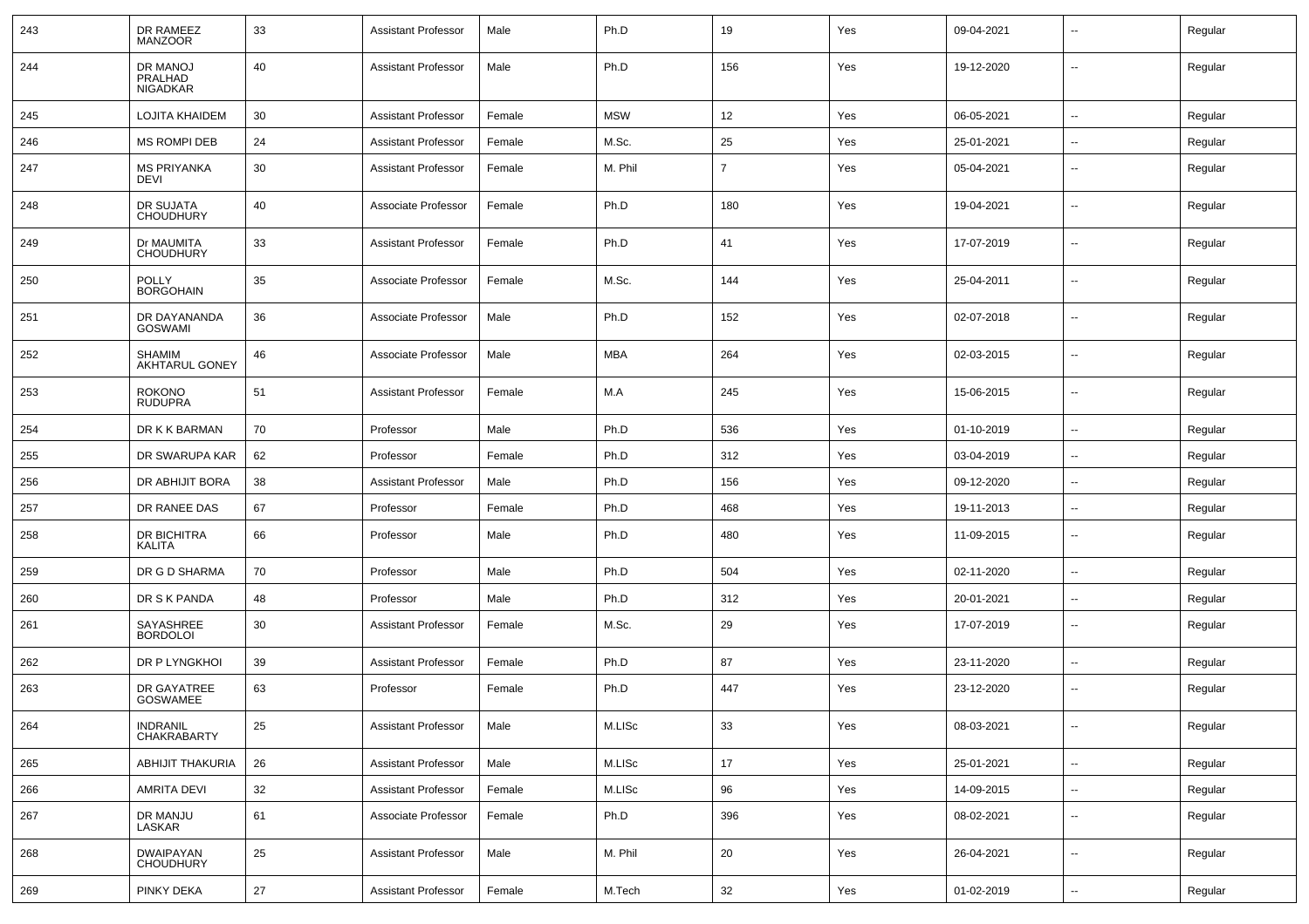| 243 | DR RAMEEZ MANZOOR | 33 | Assistant Professor | Male | Ph.D | 19 | Yes | 09-04-2021 | -- | Regular |
|---|---|---|---|---|---|---|---|---|---|---|
| 244 | DR MANOJ PRALHAD NIGADKAR | 40 | Assistant Professor | Male | Ph.D | 156 | Yes | 19-12-2020 | -- | Regular |
| 245 | LOJITA KHAIDEM | 30 | Assistant Professor | Female | MSW | 12 | Yes | 06-05-2021 | -- | Regular |
| 246 | MS ROMPI DEB | 24 | Assistant Professor | Female | M.Sc. | 25 | Yes | 25-01-2021 | -- | Regular |
| 247 | MS PRIYANKA DEVI | 30 | Assistant Professor | Female | M. Phil | 7 | Yes | 05-04-2021 | -- | Regular |
| 248 | DR SUJATA CHOUDHURY | 40 | Associate Professor | Female | Ph.D | 180 | Yes | 19-04-2021 | -- | Regular |
| 249 | Dr MAUMITA CHOUDHURY | 33 | Assistant Professor | Female | Ph.D | 41 | Yes | 17-07-2019 | -- | Regular |
| 250 | POLLY BORGOHAIN | 35 | Associate Professor | Female | M.Sc. | 144 | Yes | 25-04-2011 | -- | Regular |
| 251 | DR DAYANANDA GOSWAMI | 36 | Associate Professor | Male | Ph.D | 152 | Yes | 02-07-2018 | -- | Regular |
| 252 | SHAMIM AKHTARUL GONEY | 46 | Associate Professor | Male | MBA | 264 | Yes | 02-03-2015 | -- | Regular |
| 253 | ROKONO RUDUPRA | 51 | Assistant Professor | Female | M.A | 245 | Yes | 15-06-2015 | -- | Regular |
| 254 | DR K K BARMAN | 70 | Professor | Male | Ph.D | 536 | Yes | 01-10-2019 | -- | Regular |
| 255 | DR SWARUPA KAR | 62 | Professor | Female | Ph.D | 312 | Yes | 03-04-2019 | -- | Regular |
| 256 | DR ABHIJIT BORA | 38 | Assistant Professor | Male | Ph.D | 156 | Yes | 09-12-2020 | -- | Regular |
| 257 | DR RANEE DAS | 67 | Professor | Female | Ph.D | 468 | Yes | 19-11-2013 | -- | Regular |
| 258 | DR BICHITRA KALITA | 66 | Professor | Male | Ph.D | 480 | Yes | 11-09-2015 | -- | Regular |
| 259 | DR G D SHARMA | 70 | Professor | Male | Ph.D | 504 | Yes | 02-11-2020 | -- | Regular |
| 260 | DR S K PANDA | 48 | Professor | Male | Ph.D | 312 | Yes | 20-01-2021 | -- | Regular |
| 261 | SAYASHREE BORDOLOI | 30 | Assistant Professor | Female | M.Sc. | 29 | Yes | 17-07-2019 | -- | Regular |
| 262 | DR P LYNGKHOI | 39 | Assistant Professor | Female | Ph.D | 87 | Yes | 23-11-2020 | -- | Regular |
| 263 | DR GAYATREE GOSWAMEE | 63 | Professor | Female | Ph.D | 447 | Yes | 23-12-2020 | -- | Regular |
| 264 | INDRANIL CHAKRABARTY | 25 | Assistant Professor | Male | M.LISc | 33 | Yes | 08-03-2021 | -- | Regular |
| 265 | ABHIJIT THAKURIA | 26 | Assistant Professor | Male | M.LISc | 17 | Yes | 25-01-2021 | -- | Regular |
| 266 | AMRITA DEVI | 32 | Assistant Professor | Female | M.LISc | 96 | Yes | 14-09-2015 | -- | Regular |
| 267 | DR MANJU LASKAR | 61 | Associate Professor | Female | Ph.D | 396 | Yes | 08-02-2021 | -- | Regular |
| 268 | DWAIPAYAN CHOUDHURY | 25 | Assistant Professor | Male | M. Phil | 20 | Yes | 26-04-2021 | -- | Regular |
| 269 | PINKY DEKA | 27 | Assistant Professor | Female | M.Tech | 32 | Yes | 01-02-2019 | -- | Regular |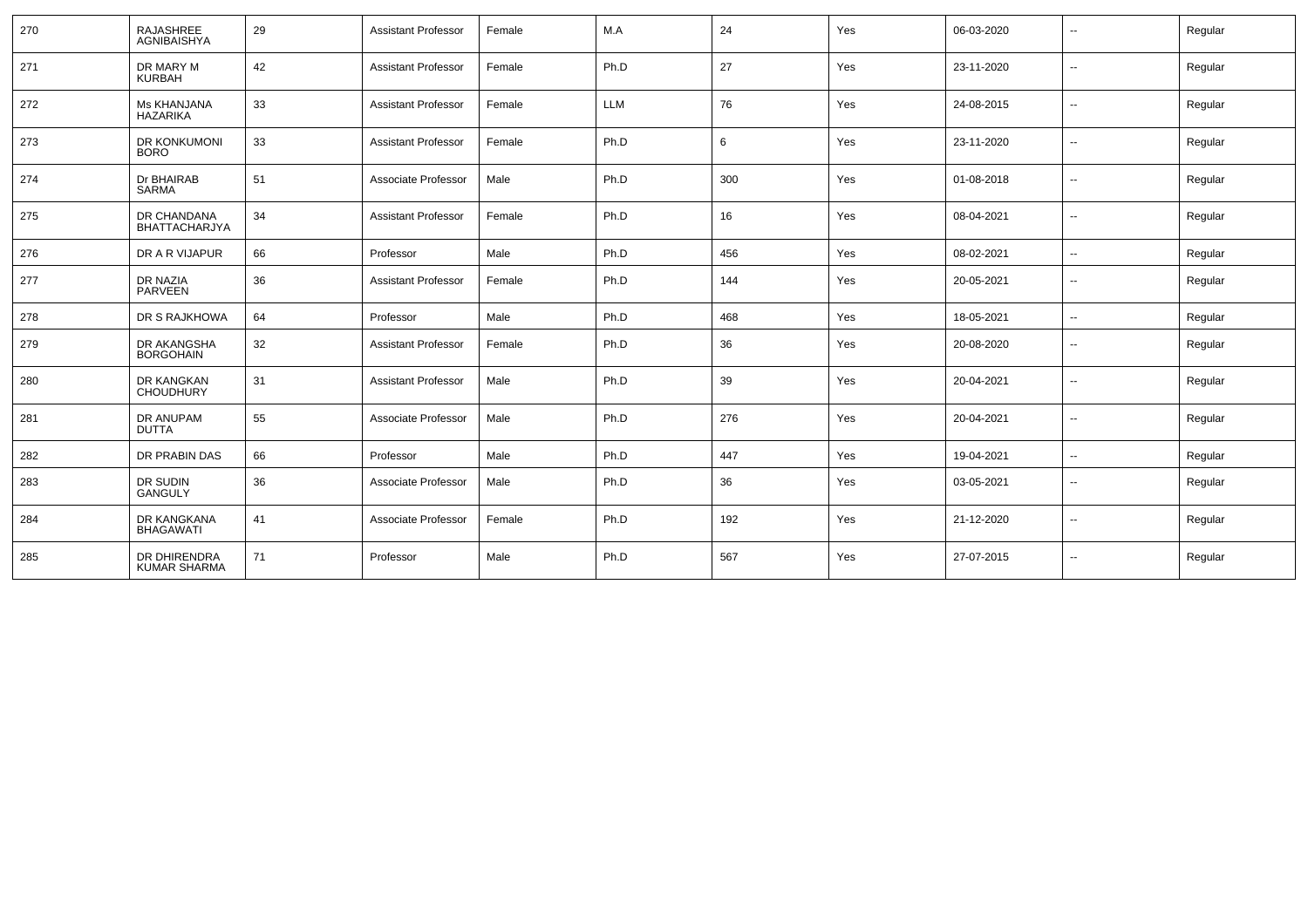| | | | | | | | | | | |
|---|---|---|---|---|---|---|---|---|---|---|
| 270 | RAJASHREE AGNIBAISHYA | 29 | Assistant Professor | Female | M.A | 24 | Yes | 06-03-2020 | -- | Regular |
| 271 | DR MARY M KURBAH | 42 | Assistant Professor | Female | Ph.D | 27 | Yes | 23-11-2020 | -- | Regular |
| 272 | Ms KHANJANA HAZARIKA | 33 | Assistant Professor | Female | LLM | 76 | Yes | 24-08-2015 | -- | Regular |
| 273 | DR KONKUMONI BORO | 33 | Assistant Professor | Female | Ph.D | 6 | Yes | 23-11-2020 | -- | Regular |
| 274 | Dr BHAIRAB SARMA | 51 | Associate Professor | Male | Ph.D | 300 | Yes | 01-08-2018 | -- | Regular |
| 275 | DR CHANDANA BHATTACHARJYA | 34 | Assistant Professor | Female | Ph.D | 16 | Yes | 08-04-2021 | -- | Regular |
| 276 | DR A R VIJAPUR | 66 | Professor | Male | Ph.D | 456 | Yes | 08-02-2021 | -- | Regular |
| 277 | DR NAZIA PARVEEN | 36 | Assistant Professor | Female | Ph.D | 144 | Yes | 20-05-2021 | -- | Regular |
| 278 | DR S RAJKHOWA | 64 | Professor | Male | Ph.D | 468 | Yes | 18-05-2021 | -- | Regular |
| 279 | DR AKANGSHA BORGOHAIN | 32 | Assistant Professor | Female | Ph.D | 36 | Yes | 20-08-2020 | -- | Regular |
| 280 | DR KANGKAN CHOUDHURY | 31 | Assistant Professor | Male | Ph.D | 39 | Yes | 20-04-2021 | -- | Regular |
| 281 | DR ANUPAM DUTTA | 55 | Associate Professor | Male | Ph.D | 276 | Yes | 20-04-2021 | -- | Regular |
| 282 | DR PRABIN DAS | 66 | Professor | Male | Ph.D | 447 | Yes | 19-04-2021 | -- | Regular |
| 283 | DR SUDIN GANGULY | 36 | Associate Professor | Male | Ph.D | 36 | Yes | 03-05-2021 | -- | Regular |
| 284 | DR KANGKANA BHAGAWATI | 41 | Associate Professor | Female | Ph.D | 192 | Yes | 21-12-2020 | -- | Regular |
| 285 | DR DHIRENDRA KUMAR SHARMA | 71 | Professor | Male | Ph.D | 567 | Yes | 27-07-2015 | -- | Regular |